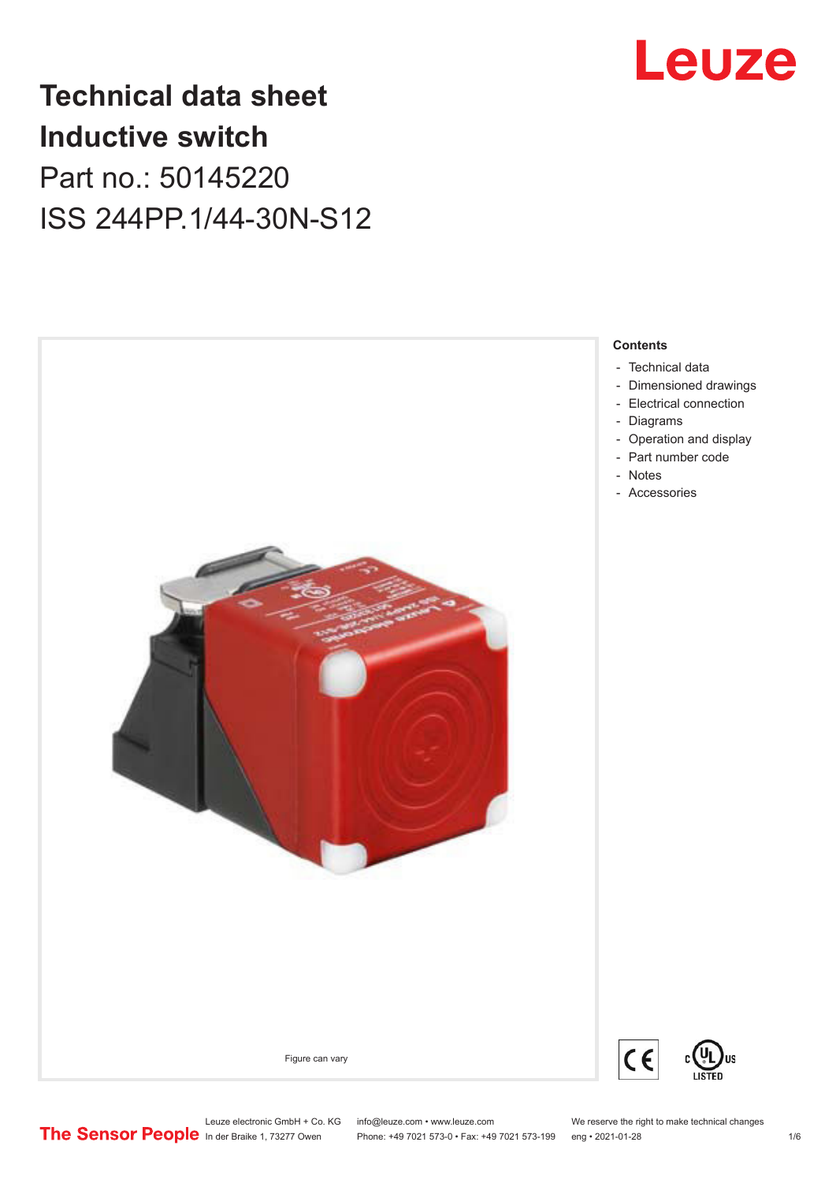# Technical data sheet
# Inductive switch

Part no.: 50145220

ISS 244PP.1/44-30N-S12

Figure can vary

**Contents**

- Technical data
- Dimensioned drawings
- Electrical connection
- Diagrams
- Operation and display
- Part number code
- Notes
- Accessories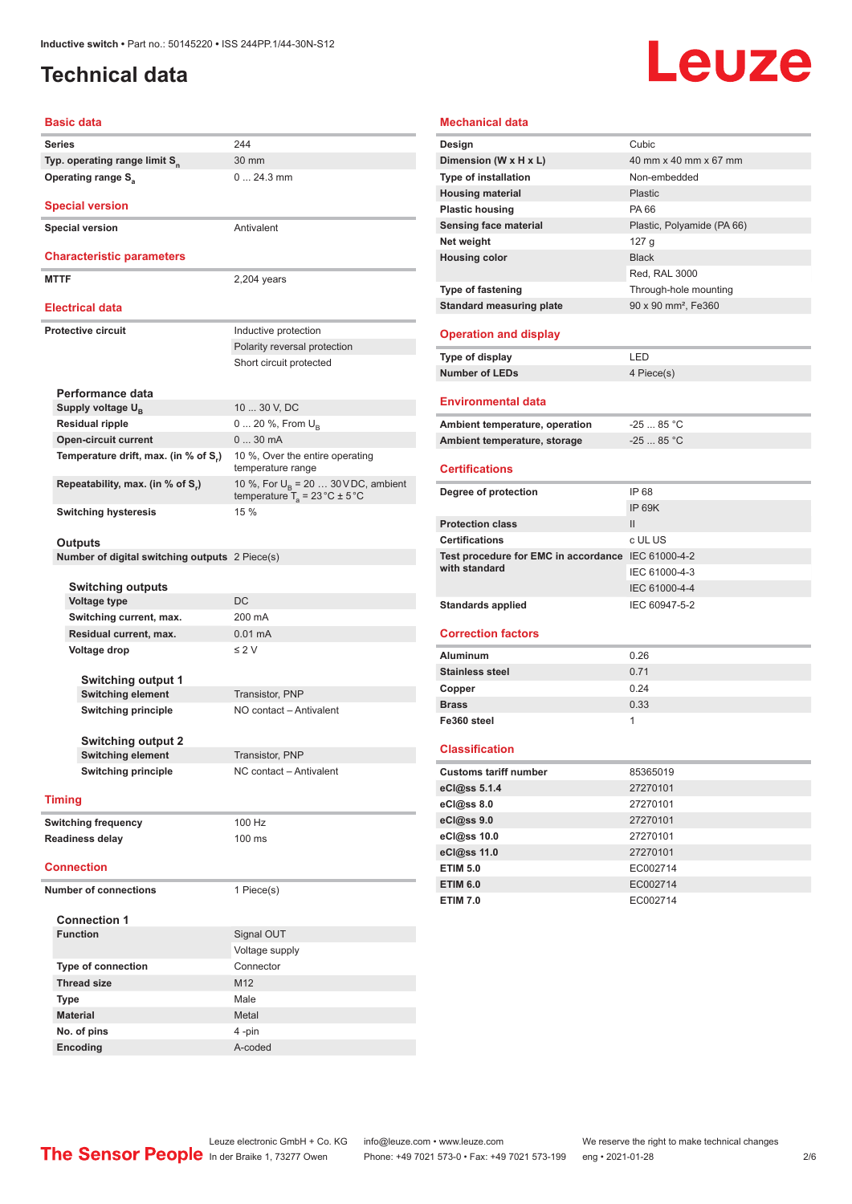# Technical data

## Basic data

| | |
|---|---|
| Series | 244 |
| Typ. operating range limit $S_n$ | 30 mm |
| Operating range $S_a$ | 0 ... 24.3 mm |

## Special version

| | |
|---|---|
| Special version | Antivalent |

## Characteristic parameters

| | |
|---|---|
| MTTF | 2,204 years |

## Electrical data

| | |
|---|---|
| Protective circuit | Inductive protection |
| | Polarity reversal protection |
| | Short circuit protected |

### Performance data

| | |
|---|---|
| Supply voltage $U_B$ | 10 ... 30 V, DC |
| Residual ripple | 0 ... 20 %, From $U_B$ |
| Open-circuit current | 0 ... 30 mA |
| Temperature drift, max. (in % of $S_r$) | 10 %, Over the entire operating temperature range |
| Repeatability, max. (in % of $S_r$) | 10 %, For $U_B$ = 20 … 30 V DC, ambient temperature $T_a$ = 23 °C ± 5 °C |
| Switching hysteresis | 15 % |

### Outputs

| | |
|---|---|
| Number of digital switching outputs | 2 Piece(s) |

#### Switching outputs

| | |
|---|---|
| Voltage type | DC |
| Switching current, max. | 200 mA |
| Residual current, max. | 0.01 mA |
| Voltage drop | ≤ 2 V |

##### Switching output 1

| | |
|---|---|
| Switching element | Transistor, PNP |
| Switching principle | NO contact – Antivalent |

##### Switching output 2

| | |
|---|---|
| Switching element | Transistor, PNP |
| Switching principle | NC contact – Antivalent |

## Timing

| | |
|---|---|
| Switching frequency | 100 Hz |
| Readiness delay | 100 ms |

## Connection

| | |
|---|---|
| Number of connections | 1 Piece(s) |

### Connection 1

| | |
|---|---|
| Function | Signal OUT |
| | Voltage supply |
| Type of connection | Connector |
| Thread size | M12 |
| Type | Male |
| Material | Metal |
| No. of pins | 4 -pin |
| Encoding | A-coded |

## Mechanical data

| | |
|---|---|
| Design | Cubic |
| Dimension (W x H x L) | 40 mm x 40 mm x 67 mm |
| Type of installation | Non-embedded |
| Housing material | Plastic |
| Plastic housing | PA 66 |
| Sensing face material | Plastic, Polyamide (PA 66) |
| Net weight | 127 g |
| Housing color | Black |
| | Red, RAL 3000 |
| Type of fastening | Through-hole mounting |
| Standard measuring plate | 90 x 90 mm², Fe360 |

## Operation and display

| | |
|---|---|
| Type of display | LED |
| Number of LEDs | 4 Piece(s) |

## Environmental data

| | |
|---|---|
| Ambient temperature, operation | -25 ... 85 °C |
| Ambient temperature, storage | -25 ... 85 °C |

## Certifications

| | |
|---|---|
| Degree of protection | IP 68 |
| | IP 69K |
| Protection class | II |
| Certifications | c UL US |
| Test procedure for EMC in accordance with standard | IEC 61000-4-2 |
| | IEC 61000-4-3 |
| | IEC 61000-4-4 |
| Standards applied | IEC 60947-5-2 |

## Correction factors

| | |
|---|---|
| Aluminum | 0.26 |
| Stainless steel | 0.71 |
| Copper | 0.24 |
| Brass | 0.33 |
| Fe360 steel | 1 |

## Classification

| | |
|---|---|
| Customs tariff number | 85365019 |
| eCl@ss 5.1.4 | 27270101 |
| eCl@ss 8.0 | 27270101 |
| eCl@ss 9.0 | 27270101 |
| eCl@ss 10.0 | 27270101 |
| eCl@ss 11.0 | 27270101 |
| ETIM 5.0 | EC002714 |
| ETIM 6.0 | EC002714 |
| ETIM 7.0 | EC002714 |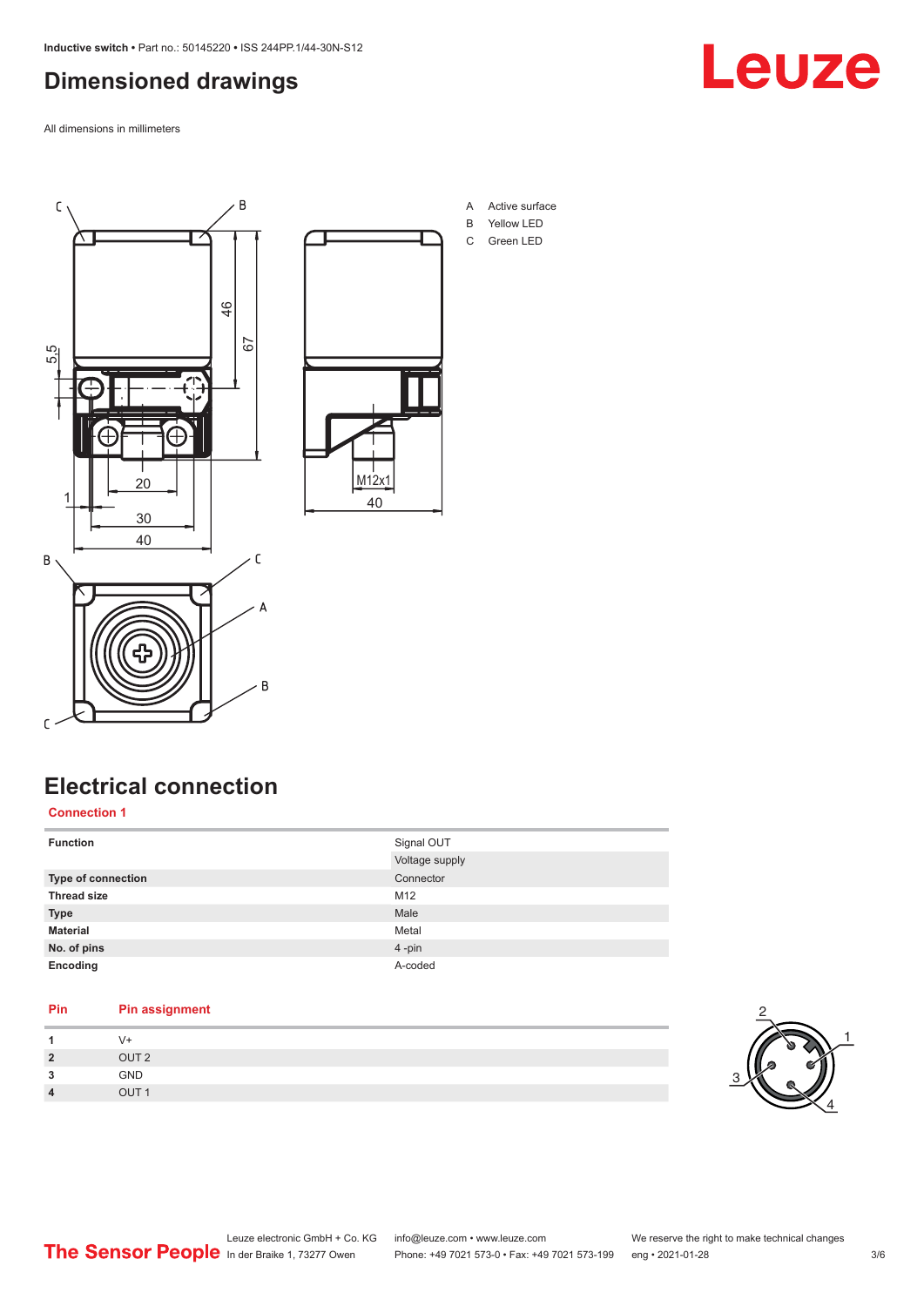## Dimensioned drawings

All dimensions in millimeters

A Active surface
B Yellow LED
C Green LED

## Electrical connection

**Connection 1**

| | |
|---|---|
| **Function** | Signal OUT<br>Voltage supply |
| **Type of connection** | Connector |
| **Thread size** | M12 |
| **Type** | Male |
| **Material** | Metal |
| **No. of pins** | 4 -pin |
| **Encoding** | A-coded |

| Pin | Pin assignment |
|---|---|
| **1** | V+ |
| **2** | OUT 2 |
| **3** | GND |
| **4** | OUT 1 |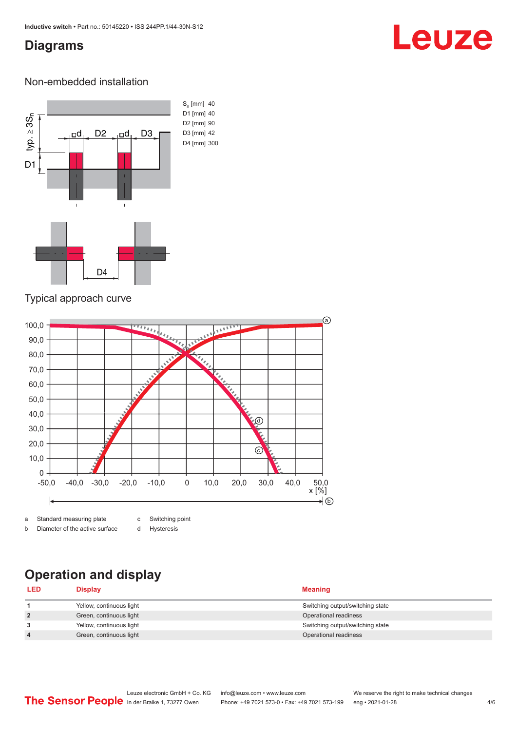## Diagrams

### Non-embedded installation

$S_n$ [mm] 40
D1 [mm] 40
D2 [mm] 90
D3 [mm] 42
D4 [mm] 300

### Typical approach curve

| | | | |
|---|---|---|---|
| a | Standard measuring plate | c | Switching point |
| b | Diameter of the active surface | d | Hysteresis |

## Operation and display

| LED | Display | Meaning |
|---|---|---|
| 1 | Yellow, continuous light | Switching output/switching state |
| 2 | Green, continuous light | Operational readiness |
| 3 | Yellow, continuous light | Switching output/switching state |
| 4 | Green, continuous light | Operational readiness |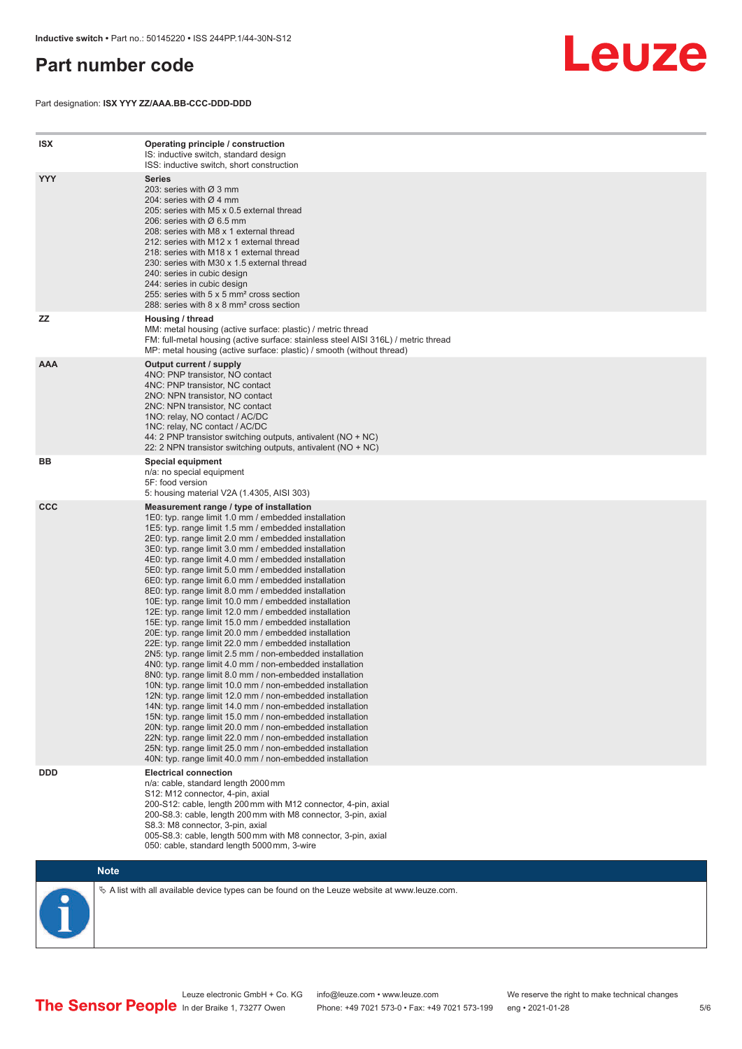# Part number code

Part designation: **ISX YYY ZZ/AAA.BB-CCC-DDD-DDD**

| | |
|---|---|
| **ISX** | **Operating principle / construction**<br>IS: inductive switch, standard design<br>ISS: inductive switch, short construction |
| **YYY** | **Series**<br>203: series with Ø 3 mm<br>204: series with Ø 4 mm<br>205: series with M5 x 0.5 external thread<br>206: series with Ø 6.5 mm<br>208: series with M8 x 1 external thread<br>212: series with M12 x 1 external thread<br>218: series with M18 x 1 external thread<br>230: series with M30 x 1.5 external thread<br>240: series in cubic design<br>244: series in cubic design<br>255: series with 5 x 5 mm² cross section<br>288: series with 8 x 8 mm² cross section |
| **ZZ** | **Housing / thread**<br>MM: metal housing (active surface: plastic) / metric thread<br>FM: full-metal housing (active surface: stainless steel AISI 316L) / metric thread<br>MP: metal housing (active surface: plastic) / smooth (without thread) |
| **AAA** | **Output current / supply**<br>4NO: PNP transistor, NO contact<br>4NC: PNP transistor, NC contact<br>2NO: NPN transistor, NO contact<br>2NC: NPN transistor, NC contact<br>1NO: relay, NO contact / AC/DC<br>1NC: relay, NC contact / AC/DC<br>44: 2 PNP transistor switching outputs, antivalent (NO + NC)<br>22: 2 NPN transistor switching outputs, antivalent (NO + NC) |
| **BB** | **Special equipment**<br>n/a: no special equipment<br>5F: food version<br>5: housing material V2A (1.4305, AISI 303) |
| **CCC** | **Measurement range / type of installation**<br>1E0: typ. range limit 1.0 mm / embedded installation<br>1E5: typ. range limit 1.5 mm / embedded installation<br>2E0: typ. range limit 2.0 mm / embedded installation<br>3E0: typ. range limit 3.0 mm / embedded installation<br>4E0: typ. range limit 4.0 mm / embedded installation<br>5E0: typ. range limit 5.0 mm / embedded installation<br>6E0: typ. range limit 6.0 mm / embedded installation<br>8E0: typ. range limit 8.0 mm / embedded installation<br>10E: typ. range limit 10.0 mm / embedded installation<br>12E: typ. range limit 12.0 mm / embedded installation<br>15E: typ. range limit 15.0 mm / embedded installation<br>20E: typ. range limit 20.0 mm / embedded installation<br>22E: typ. range limit 22.0 mm / embedded installation<br>2N5: typ. range limit 2.5 mm / non-embedded installation<br>4N0: typ. range limit 4.0 mm / non-embedded installation<br>8N0: typ. range limit 8.0 mm / non-embedded installation<br>10N: typ. range limit 10.0 mm / non-embedded installation<br>12N: typ. range limit 12.0 mm / non-embedded installation<br>14N: typ. range limit 14.0 mm / non-embedded installation<br>15N: typ. range limit 15.0 mm / non-embedded installation<br>20N: typ. range limit 20.0 mm / non-embedded installation<br>22N: typ. range limit 22.0 mm / non-embedded installation<br>25N: typ. range limit 25.0 mm / non-embedded installation<br>40N: typ. range limit 40.0 mm / non-embedded installation |
| **DDD** | **Electrical connection**<br>n/a: cable, standard length 2000 mm<br>S12: M12 connector, 4-pin, axial<br>200-S12: cable, length 200 mm with M12 connector, 4-pin, axial<br>200-S8.3: cable, length 200 mm with M8 connector, 3-pin, axial<br>S8.3: M8 connector, 3-pin, axial<br>005-S8.3: cable, length 500 mm with M8 connector, 3-pin, axial<br>050: cable, standard length 5000 mm, 3-wire |

**Note**

↬ A list with all available device types can be found on the Leuze website at www.leuze.com.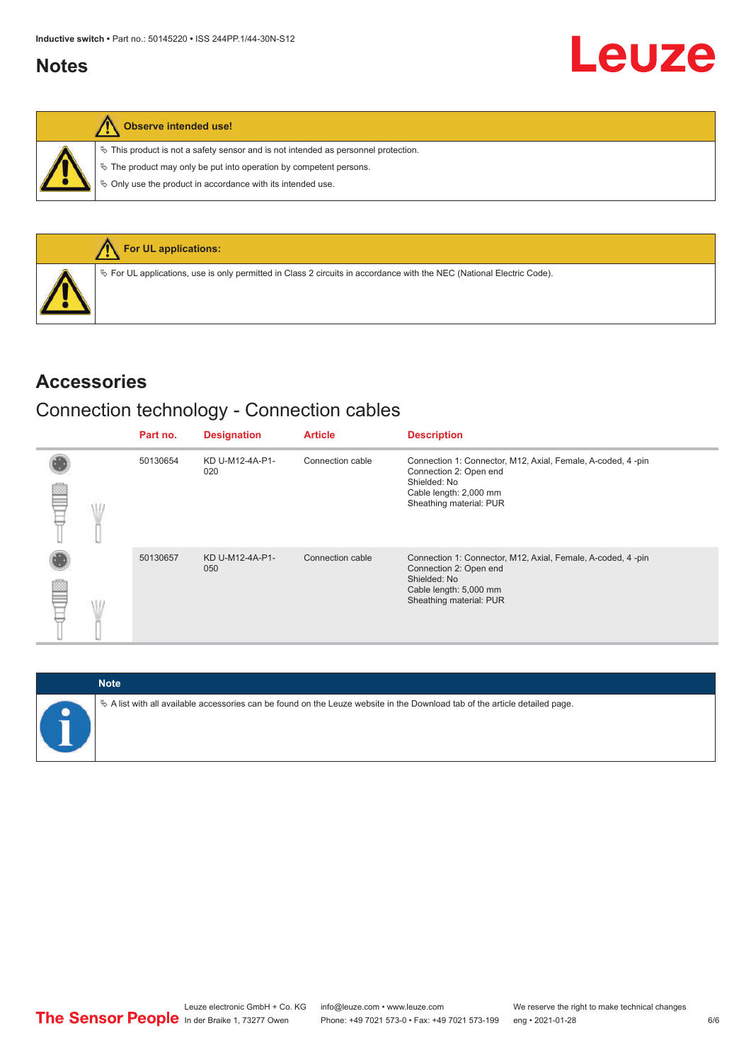## Notes

**Observe intended use!**

- This product is not a safety sensor and is not intended as personnel protection.
- The product may only be put into operation by competent persons.
- Only use the product in accordance with its intended use.

**For UL applications:**

- For UL applications, use is only permitted in Class 2 circuits in accordance with the NEC (National Electric Code).

## Accessories

### Connection technology - Connection cables

| | Part no. | Designation | Article | Description |
|---|---|---|---|---|
| | 50130654 | KD U-M12-4A-P1-020 | Connection cable | Connection 1: Connector, M12, Axial, Female, A-coded, 4 -pin<br>Connection 2: Open end<br>Shielded: No<br>Cable length: 2,000 mm<br>Sheathing material: PUR |
| | 50130657 | KD U-M12-4A-P1-050 | Connection cable | Connection 1: Connector, M12, Axial, Female, A-coded, 4 -pin<br>Connection 2: Open end<br>Shielded: No<br>Cable length: 5,000 mm<br>Sheathing material: PUR |

**Note**

- A list with all available accessories can be found on the Leuze website in the Download tab of the article detailed page.